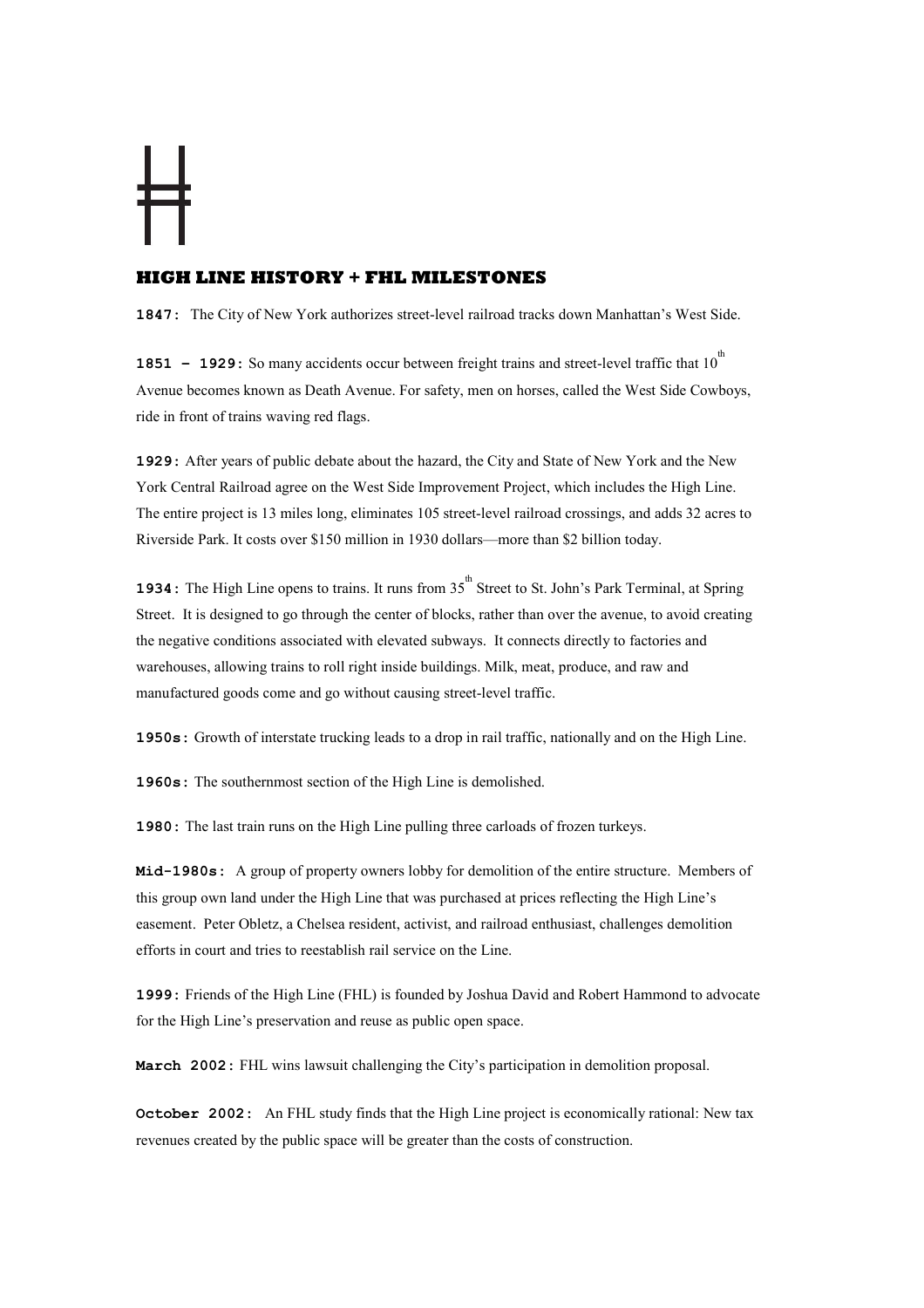## HIGH LINE HISTORY + FHL MILESTONES

**1847:** The City of New York authorizes street-level railroad tracks down Manhattan's West Side.

**1851 – 1929:** So many accidents occur between freight trains and street-level traffic that 10th Avenue becomes known as Death Avenue. For safety, men on horses, called the West Side Cowboys, ride in front of trains waving red flags.

**1929:** After years of public debate about the hazard, the City and State of New York and the New York Central Railroad agree on the West Side Improvement Project, which includes the High Line. The entire project is 13 miles long, eliminates 105 street-level railroad crossings, and adds 32 acres to Riverside Park. It costs over $150 million in 1930 dollars—more than $2 billion today.

**1934:** The High Line opens to trains. It runs from 35th Street to St. John's Park Terminal, at Spring Street. It is designed to go through the center of blocks, rather than over the avenue, to avoid creating the negative conditions associated with elevated subways. It connects directly to factories and warehouses, allowing trains to roll right inside buildings. Milk, meat, produce, and raw and manufactured goods come and go without causing street-level traffic.

**1950s:** Growth of interstate trucking leads to a drop in rail traffic, nationally and on the High Line.

**1960s:** The southernmost section of the High Line is demolished.

**1980:** The last train runs on the High Line pulling three carloads of frozen turkeys.

**Mid-1980s:** A group of property owners lobby for demolition of the entire structure. Members of this group own land under the High Line that was purchased at prices reflecting the High Line's easement. Peter Obletz, a Chelsea resident, activist, and railroad enthusiast, challenges demolition efforts in court and tries to reestablish rail service on the Line.

**1999:** Friends of the High Line (FHL) is founded by Joshua David and Robert Hammond to advocate for the High Line's preservation and reuse as public open space.

**March 2002:** FHL wins lawsuit challenging the City's participation in demolition proposal.

**October 2002:** An FHL study finds that the High Line project is economically rational: New tax revenues created by the public space will be greater than the costs of construction.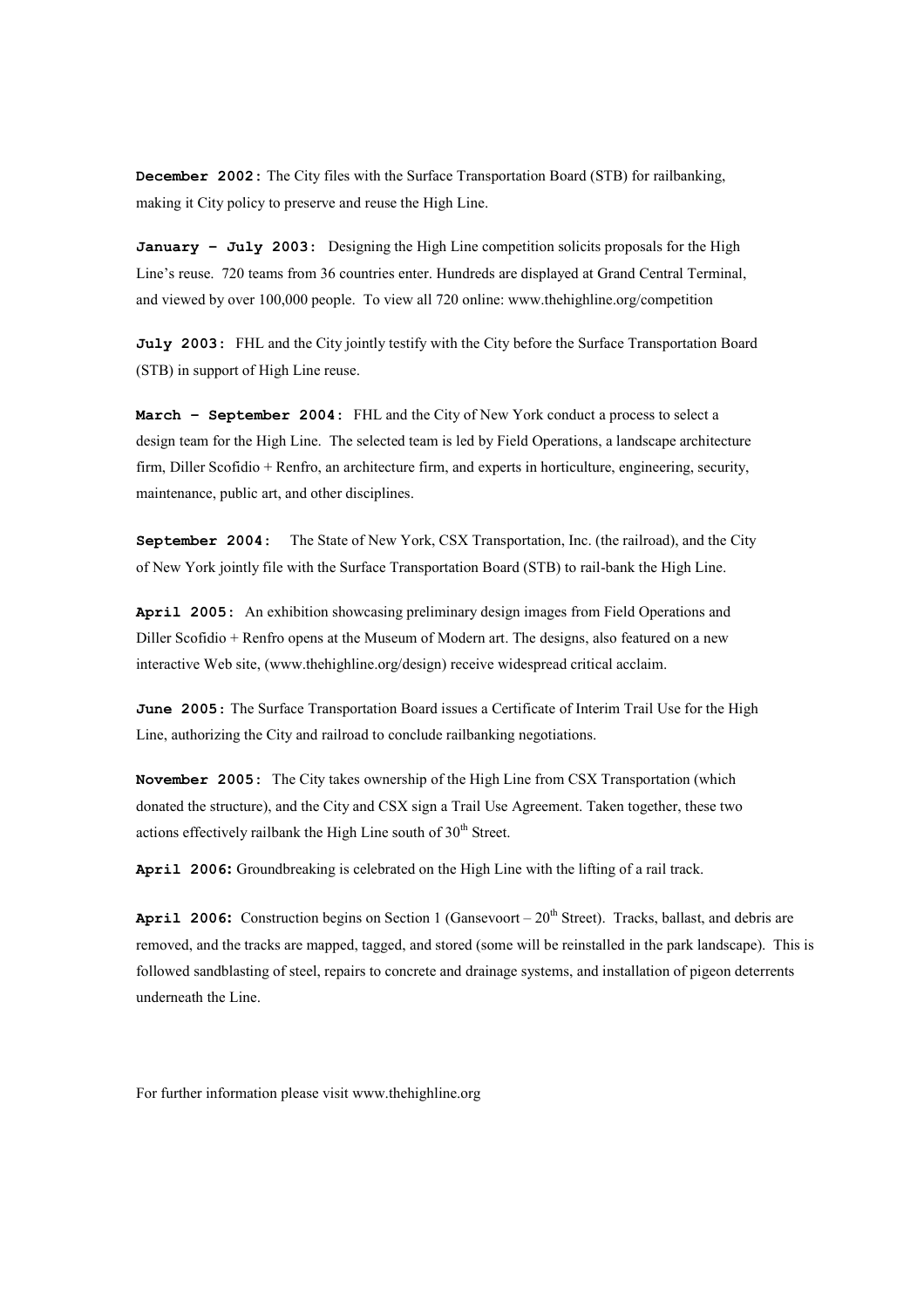**December 2002:** The City files with the Surface Transportation Board (STB) for railbanking, making it City policy to preserve and reuse the High Line.

**January – July 2003:** Designing the High Line competition solicits proposals for the High Line's reuse. 720 teams from 36 countries enter. Hundreds are displayed at Grand Central Terminal, and viewed by over 100,000 people. To view all 720 online: www.thehighline.org/competition

**July 2003:** FHL and the City jointly testify with the City before the Surface Transportation Board (STB) in support of High Line reuse.

**March – September 2004:** FHL and the City of New York conduct a process to select a design team for the High Line. The selected team is led by Field Operations, a landscape architecture firm, Diller Scofidio + Renfro, an architecture firm, and experts in horticulture, engineering, security, maintenance, public art, and other disciplines.

**September 2004:** The State of New York, CSX Transportation, Inc. (the railroad), and the City of New York jointly file with the Surface Transportation Board (STB) to rail-bank the High Line.

**April 2005:** An exhibition showcasing preliminary design images from Field Operations and Diller Scofidio + Renfro opens at the Museum of Modern art. The designs, also featured on a new interactive Web site, (www.thehighline.org/design) receive widespread critical acclaim.

**June 2005:** The Surface Transportation Board issues a Certificate of Interim Trail Use for the High Line, authorizing the City and railroad to conclude railbanking negotiations.

**November 2005:** The City takes ownership of the High Line from CSX Transportation (which donated the structure), and the City and CSX sign a Trail Use Agreement. Taken together, these two actions effectively railbank the High Line south of 30th Street.

**April 2006:** Groundbreaking is celebrated on the High Line with the lifting of a rail track.

**April 2006:** Construction begins on Section 1 (Gansevoort – 20th Street). Tracks, ballast, and debris are removed, and the tracks are mapped, tagged, and stored (some will be reinstalled in the park landscape). This is followed sandblasting of steel, repairs to concrete and drainage systems, and installation of pigeon deterrents underneath the Line.

For further information please visit www.thehighline.org